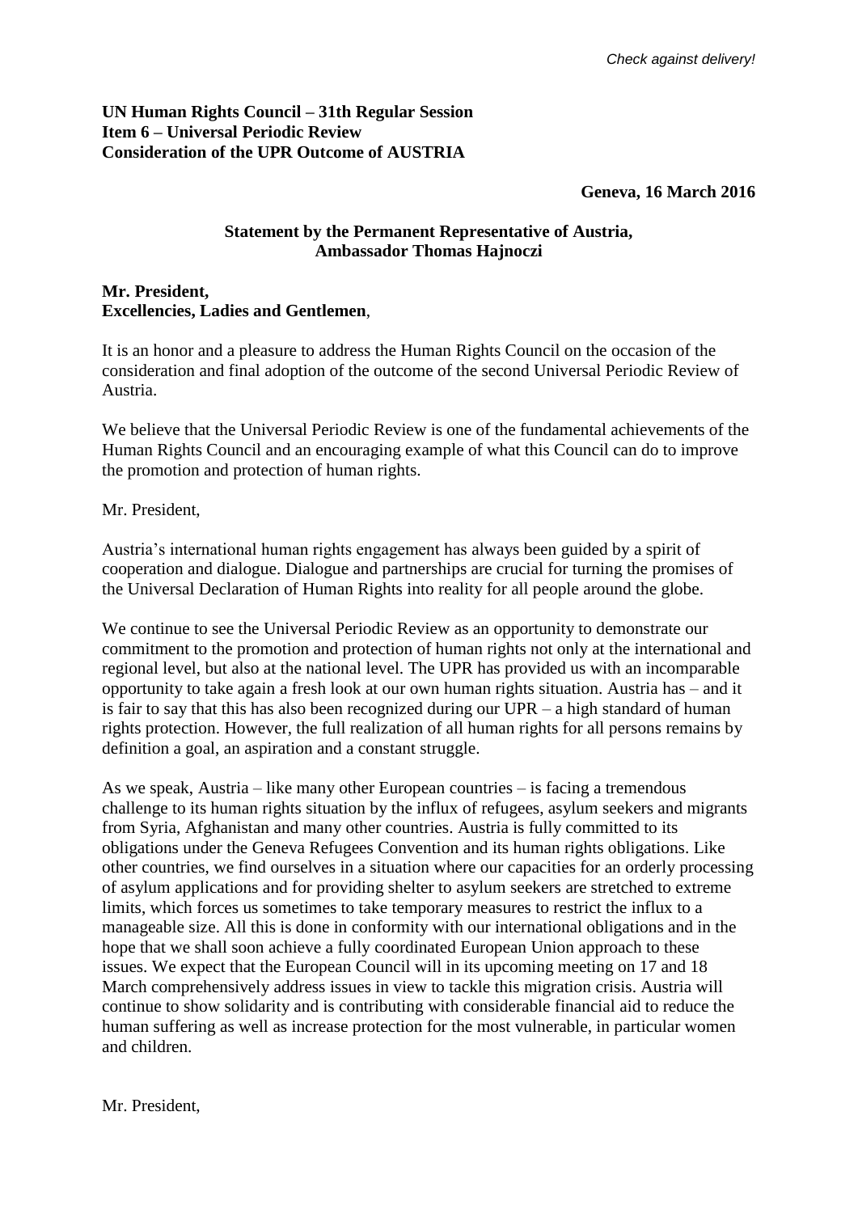*Check against delivery!*

**UN Human Rights Council – 31th Regular Session**
**Item 6 – Universal Periodic Review**
**Consideration of the UPR Outcome of AUSTRIA**

**Geneva, 16 March 2016**

**Statement by the Permanent Representative of Austria,**
**Ambassador Thomas Hajnoczi**

**Mr. President,**
**Excellencies, Ladies and Gentlemen**,

It is an honor and a pleasure to address the Human Rights Council on the occasion of the consideration and final adoption of the outcome of the second Universal Periodic Review of Austria.

We believe that the Universal Periodic Review is one of the fundamental achievements of the Human Rights Council and an encouraging example of what this Council can do to improve the promotion and protection of human rights.

Mr. President,

Austria's international human rights engagement has always been guided by a spirit of cooperation and dialogue. Dialogue and partnerships are crucial for turning the promises of the Universal Declaration of Human Rights into reality for all people around the globe.

We continue to see the Universal Periodic Review as an opportunity to demonstrate our commitment to the promotion and protection of human rights not only at the international and regional level, but also at the national level. The UPR has provided us with an incomparable opportunity to take again a fresh look at our own human rights situation. Austria has – and it is fair to say that this has also been recognized during our UPR – a high standard of human rights protection. However, the full realization of all human rights for all persons remains by definition a goal, an aspiration and a constant struggle.

As we speak, Austria – like many other European countries – is facing a tremendous challenge to its human rights situation by the influx of refugees, asylum seekers and migrants from Syria, Afghanistan and many other countries. Austria is fully committed to its obligations under the Geneva Refugees Convention and its human rights obligations. Like other countries, we find ourselves in a situation where our capacities for an orderly processing of asylum applications and for providing shelter to asylum seekers are stretched to extreme limits, which forces us sometimes to take temporary measures to restrict the influx to a manageable size. All this is done in conformity with our international obligations and in the hope that we shall soon achieve a fully coordinated European Union approach to these issues. We expect that the European Council will in its upcoming meeting on 17 and 18 March comprehensively address issues in view to tackle this migration crisis. Austria will continue to show solidarity and is contributing with considerable financial aid to reduce the human suffering as well as increase protection for the most vulnerable, in particular women and children.

Mr. President,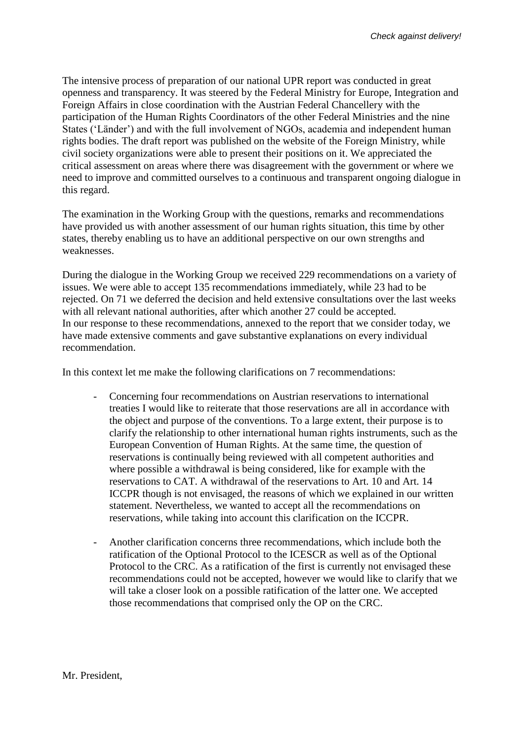The intensive process of preparation of our national UPR report was conducted in great openness and transparency. It was steered by the Federal Ministry for Europe, Integration and Foreign Affairs in close coordination with the Austrian Federal Chancellery with the participation of the Human Rights Coordinators of the other Federal Ministries and the nine States ('Länder') and with the full involvement of NGOs, academia and independent human rights bodies. The draft report was published on the website of the Foreign Ministry, while civil society organizations were able to present their positions on it. We appreciated the critical assessment on areas where there was disagreement with the government or where we need to improve and committed ourselves to a continuous and transparent ongoing dialogue in this regard.

The examination in the Working Group with the questions, remarks and recommendations have provided us with another assessment of our human rights situation, this time by other states, thereby enabling us to have an additional perspective on our own strengths and weaknesses.

During the dialogue in the Working Group we received 229 recommendations on a variety of issues. We were able to accept 135 recommendations immediately, while 23 had to be rejected. On 71 we deferred the decision and held extensive consultations over the last weeks with all relevant national authorities, after which another 27 could be accepted.
In our response to these recommendations, annexed to the report that we consider today, we have made extensive comments and gave substantive explanations on every individual recommendation.

In this context let me make the following clarifications on 7 recommendations:

- Concerning four recommendations on Austrian reservations to international treaties I would like to reiterate that those reservations are all in accordance with the object and purpose of the conventions. To a large extent, their purpose is to clarify the relationship to other international human rights instruments, such as the European Convention of Human Rights. At the same time, the question of reservations is continually being reviewed with all competent authorities and where possible a withdrawal is being considered, like for example with the reservations to CAT. A withdrawal of the reservations to Art. 10 and Art. 14 ICCPR though is not envisaged, the reasons of which we explained in our written statement. Nevertheless, we wanted to accept all the recommendations on reservations, while taking into account this clarification on the ICCPR.

- Another clarification concerns three recommendations, which include both the ratification of the Optional Protocol to the ICESCR as well as of the Optional Protocol to the CRC. As a ratification of the first is currently not envisaged these recommendations could not be accepted, however we would like to clarify that we will take a closer look on a possible ratification of the latter one. We accepted those recommendations that comprised only the OP on the CRC.

Mr. President,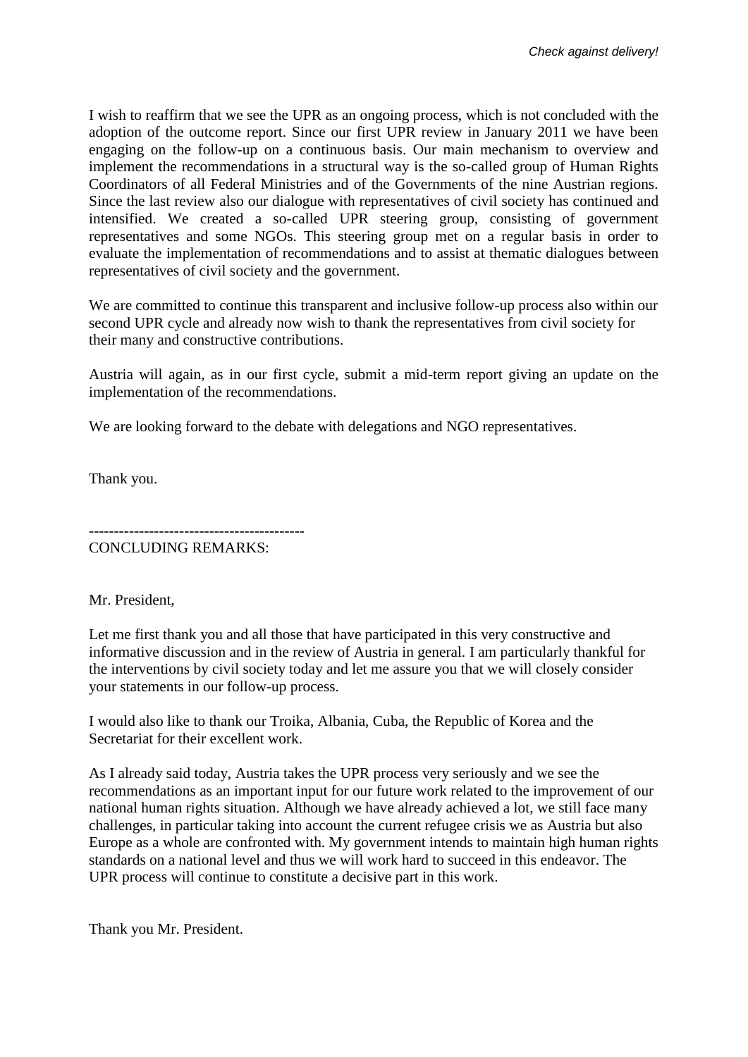I wish to reaffirm that we see the UPR as an ongoing process, which is not concluded with the adoption of the outcome report. Since our first UPR review in January 2011 we have been engaging on the follow-up on a continuous basis. Our main mechanism to overview and implement the recommendations in a structural way is the so-called group of Human Rights Coordinators of all Federal Ministries and of the Governments of the nine Austrian regions. Since the last review also our dialogue with representatives of civil society has continued and intensified. We created a so-called UPR steering group, consisting of government representatives and some NGOs. This steering group met on a regular basis in order to evaluate the implementation of recommendations and to assist at thematic dialogues between representatives of civil society and the government.

We are committed to continue this transparent and inclusive follow-up process also within our second UPR cycle and already now wish to thank the representatives from civil society for their many and constructive contributions.

Austria will again, as in our first cycle, submit a mid-term report giving an update on the implementation of the recommendations.

We are looking forward to the debate with delegations and NGO representatives.

Thank you.

-------------------------------------------

CONCLUDING REMARKS:

Mr. President,

Let me first thank you and all those that have participated in this very constructive and informative discussion and in the review of Austria in general. I am particularly thankful for the interventions by civil society today and let me assure you that we will closely consider your statements in our follow-up process.

I would also like to thank our Troika, Albania, Cuba, the Republic of Korea and the Secretariat for their excellent work.

As I already said today, Austria takes the UPR process very seriously and we see the recommendations as an important input for our future work related to the improvement of our national human rights situation. Although we have already achieved a lot, we still face many challenges, in particular taking into account the current refugee crisis we as Austria but also Europe as a whole are confronted with. My government intends to maintain high human rights standards on a national level and thus we will work hard to succeed in this endeavor. The UPR process will continue to constitute a decisive part in this work.

Thank you Mr. President.